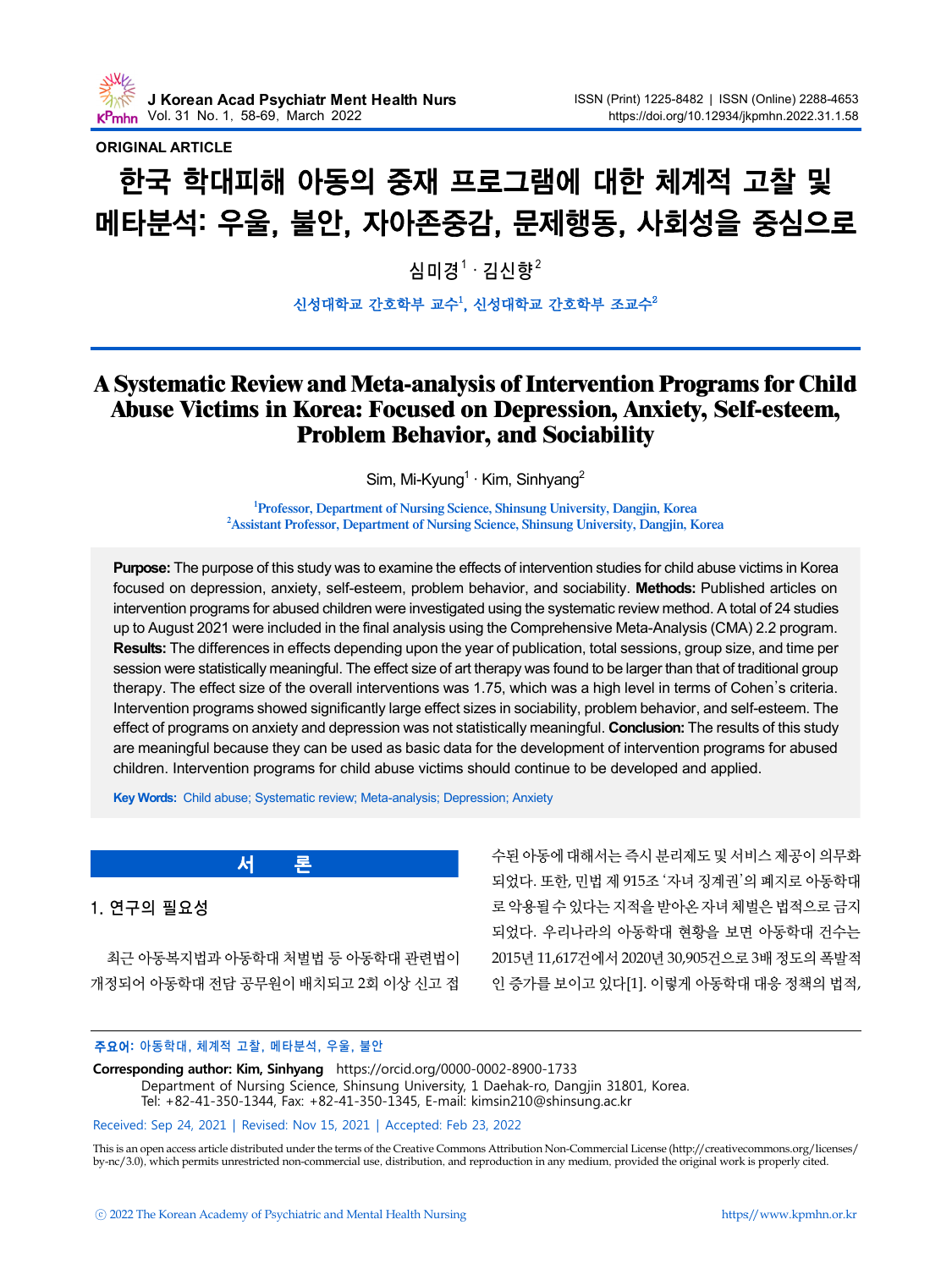ORIGINAL ARTICLE

# 한국 학대피해 아동의 중재 프로그램에 대한 체계적 고찰 및 메타분석: 우울, 불안, 자아존중감, 문제행동, 사회성을 중심으로

심미경[1] · 김신향[2]

신성대학교 간호학부 교수[1], 신성대학교 간호학부 조교수[2]

# A Systematic Review and Meta-analysis of Intervention Programs for Child Abuse Victims in Korea: Focused on Depression, Anxiety, Self-esteem, Problem Behavior, and Sociability

Sim, Mi-Kyung[1] · Kim, Sinhyang[2]

[1]Professor, Department of Nursing Science, Shinsung University, Dangjin, Korea
[2]Assistant Professor, Department of Nursing Science, Shinsung University, Dangjin, Korea

**Purpose:** The purpose of this study was to examine the effects of intervention studies for child abuse victims in Korea focused on depression, anxiety, self-esteem, problem behavior, and sociability. **Methods:** Published articles on intervention programs for abused children were investigated using the systematic review method. A total of 24 studies up to August 2021 were included in the final analysis using the Comprehensive Meta-Analysis (CMA) 2.2 program. **Results:** The differences in effects depending upon the year of publication, total sessions, group size, and time per session were statistically meaningful. The effect size of art therapy was found to be larger than that of traditional group therapy. The effect size of the overall interventions was 1.75, which was a high level in terms of Cohen's criteria. Intervention programs showed significantly large effect sizes in sociability, problem behavior, and self-esteem. The effect of programs on anxiety and depression was not statistically meaningful. **Conclusion:** The results of this study are meaningful because they can be used as basic data for the development of intervention programs for abused children. Intervention programs for child abuse victims should continue to be developed and applied.

**Key Words:** Child abuse; Systematic review; Meta-analysis; Depression; Anxiety

## 서 론

### 1. 연구의 필요성

최근 아동복지법과 아동학대 처벌법 등 아동학대 관련법이 개정되어 아동학대 전담 공무원이 배치되고 2회 이상 신고 접수된 아동에 대해서는 즉시 분리제도 및 서비스 제공이 의무화되었다. 또한, 민법 제 915조 '자녀 징계권'의 폐지로 아동학대로 악용될 수 있다는 지적을 받아온 자녀 체벌은 법적으로 금지되었다. 우리나라의 아동학대 현황을 보면 아동학대 건수는 2015년 11,617건에서 2020년 30,905건으로 3배 정도의 폭발적인 증가를 보이고 있다[1]. 이렇게 아동학대 대응 정책의 법적,

**주요어:** 아동학대, 체계적 고찰, 메타분석, 우울, 불안

**Corresponding author:** Kim, Sinhyang https://orcid.org/0000-0002-8900-1733
Department of Nursing Science, Shinsung University, 1 Daehak-ro, Dangjin 31801, Korea.
Tel: +82-41-350-1344, Fax: +82-41-350-1345, E-mail: kimsin210@shinsung.ac.kr

Received: Sep 24, 2021 | Revised: Nov 15, 2021 | Accepted: Feb 23, 2022

This is an open access article distributed under the terms of the Creative Commons Attribution Non-Commercial License (http://creativecommons.org/licenses/by-nc/3.0), which permits unrestricted non-commercial use, distribution, and reproduction in any medium, provided the original work is properly cited.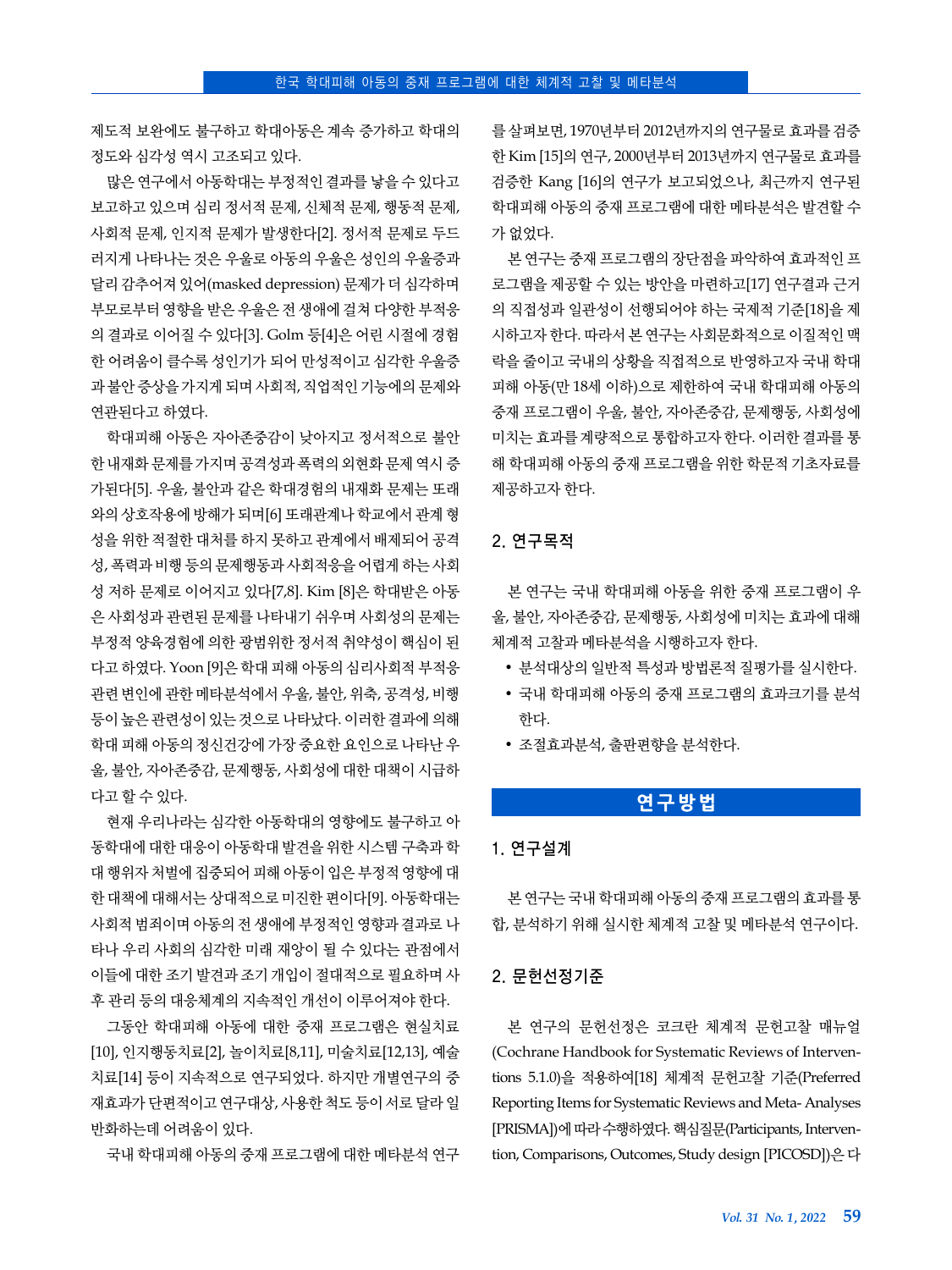제도적 보완에도 불구하고 학대아동은 계속 증가하고 학대의 정도와 심각성 역시 고조되고 있다.

많은 연구에서 아동학대는 부정적인 결과를 낳을 수 있다고 보고하고 있으며 심리 정서적 문제, 신체적 문제, 행동적 문제, 사회적 문제, 인지적 문제가 발생한다[2]. 정서적 문제로 두드러지게 나타나는 것은 우울로 아동의 우울은 성인의 우울증과 달리 감추어져 있어(masked depression) 문제가 더 심각하며 부모로부터 영향을 받은 우울은 전 생애에 걸쳐 다양한 부적응의 결과로 이어질 수 있다[3]. Golm 등[4]은 어린 시절에 경험한 어려움이 클수록 성인기가 되어 만성적이고 심각한 우울증과 불안 증상을 가지게 되며 사회적, 직업적인 기능에의 문제와 연관된다고 하였다.

학대피해 아동은 자아존중감이 낮아지고 정서적으로 불안한 내재화 문제를 가지며 공격성과 폭력의 외현화 문제 역시 증가된다[5]. 우울, 불안과 같은 학대경험의 내재화 문제는 또래와의 상호작용에 방해가 되며[6] 또래관계나 학교에서 관계 형성을 위한 적절한 대처를 하지 못하고 관계에서 배제되어 공격성, 폭력과 비행 등의 문제행동과 사회적응을 어렵게 하는 사회성 저하 문제로 이어지고 있다[7,8]. Kim [8]은 학대받은 아동은 사회성과 관련된 문제를 나타내기 쉬우며 사회성의 문제는 부정적 양육경험에 의한 광범위한 정서적 취약성이 핵심이 된다고 하였다. Yoon [9]은 학대 피해 아동의 심리사회적 부적응 관련 변인에 관한 메타분석에서 우울, 불안, 위축, 공격성, 비행 등이 높은 관련성이 있는 것으로 나타났다. 이러한 결과에 의해 학대 피해 아동의 정신건강에 가장 중요한 요인으로 나타난 우울, 불안, 자아존중감, 문제행동, 사회성에 대한 대책이 시급하다고 할 수 있다.

현재 우리나라는 심각한 아동학대의 영향에도 불구하고 아동학대에 대한 대응이 아동학대 발견을 위한 시스템 구축과 학대 행위자 처벌에 집중되어 피해 아동이 입은 부정적 영향에 대한 대책에 대해서는 상대적으로 미진한 편이다[9]. 아동학대는 사회적 범죄이며 아동의 전 생애에 부정적인 영향과 결과로 나타나 우리 사회의 심각한 미래 재앙이 될 수 있다는 관점에서 이들에 대한 조기 발견과 조기 개입이 절대적으로 필요하며 사후 관리 등의 대응체계의 지속적인 개선이 이루어져야 한다.

그동안 학대피해 아동에 대한 중재 프로그램은 현실치료[10], 인지행동치료[2], 놀이치료[8,11], 미술치료[12,13], 예술치료[14] 등이 지속적으로 연구되었다. 하지만 개별연구의 중재효과가 단편적이고 연구대상, 사용한 척도 등이 서로 달라 일반화하는데 어려움이 있다.

국내 학대피해 아동의 중재 프로그램에 대한 메타분석 연구를 살펴보면, 1970년부터 2012년까지의 연구물로 효과를 검증한 Kim [15]의 연구, 2000년부터 2013년까지 연구물로 효과를 검증한 Kang [16]의 연구가 보고되었으나, 최근까지 연구된 학대피해 아동의 중재 프로그램에 대한 메타분석은 발견할 수가 없었다.

본 연구는 중재 프로그램의 장단점을 파악하여 효과적인 프로그램을 제공할 수 있는 방안을 마련하고[17] 연구결과 근거의 직접성과 일관성이 선행되어야 하는 국제적 기준[18]을 제시하고자 한다. 따라서 본 연구는 사회문화적으로 이질적인 맥락을 줄이고 국내의 상황을 직접적으로 반영하고자 국내 학대피해 아동(만 18세 이하)으로 제한하여 국내 학대피해 아동의 중재 프로그램이 우울, 불안, 자아존중감, 문제행동, 사회성에 미치는 효과를 계량적으로 통합하고자 한다. 이러한 결과를 통해 학대피해 아동의 중재 프로그램을 위한 학문적 기초자료를 제공하고자 한다.

## 2. 연구목적

본 연구는 국내 학대피해 아동을 위한 중재 프로그램이 우울, 불안, 자아존중감, 문제행동, 사회성에 미치는 효과에 대해 체계적 고찰과 메타분석을 시행하고자 한다.

- 분석대상의 일반적 특성과 방법론적 질평가를 실시한다.
- 국내 학대피해 아동의 중재 프로그램의 효과크기를 분석한다.
- 조절효과분석, 출판편향을 분석한다.

# 연구방법

## 1. 연구설계

본 연구는 국내 학대피해 아동의 중재 프로그램의 효과를 통합, 분석하기 위해 실시한 체계적 고찰 및 메타분석 연구이다.

## 2. 문헌선정기준

본 연구의 문헌선정은 코크란 체계적 문헌고찰 매뉴얼(Cochrane Handbook for Systematic Reviews of Interventions 5.1.0)을 적용하여[18] 체계적 문헌고찰 기준(Preferred Reporting Items for Systematic Reviews and Meta- Analyses [PRISMA])에 따라 수행하였다. 핵심질문(Participants, Intervention, Comparisons, Outcomes, Study design [PICOSD])은 다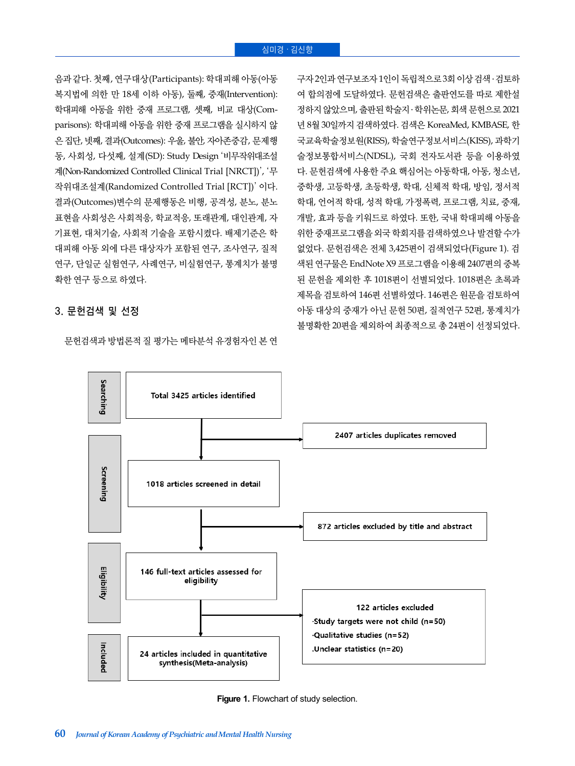음과 같다. 첫째, 연구대상(Participants): 학대피해 아동(아동복지법에 의한 만 18세 이하 아동), 둘째, 중재(Intervention): 학대피해 아동을 위한 중재 프로그램, 셋째, 비교 대상(Comparisons): 학대피해 아동을 위한 중재 프로그램을 실시하지 않은 집단, 넷째, 결과(Outcomes): 우울, 불안, 자아존중감, 문제행동, 사회성, 다섯째, 설계(SD): Study Design '비무작위대조설계(Non-Randomized Controlled Clinical Trial [NRCT])', '무작위대조설계(Randomized Controlled Trial [RCT])' 이다. 결과(Outcomes)변수의 문제행동은 비행, 공격성, 분노, 분노표현을 사회성은 사회적응, 학교적응, 또래관계, 대인관계, 자기표현, 대처기술, 사회적 기술을 포함시켰다. 배제기준은 학대피해 아동 외에 다른 대상자가 포함된 연구, 조사연구, 질적연구, 단일군 실험연구, 사례연구, 비실험연구, 통계치가 불명확한 연구 등으로 하였다.

## 3. 문헌검색 및 선정

문헌검색과 방법론적 질 평가는 메타분석 유경험자인 본 연구자 2인과 연구보조자 1인이 독립적으로 3회 이상 검색·검토하여 합의점에 도달하였다. 문헌검색은 출판연도를 따로 제한설정하지 않았으며, 출판된 학술지·학위논문, 회색 문헌으로 2021년 8월 30일까지 검색하였다. 검색은 KoreaMed, KMBASE, 한국교육학술정보원(RISS), 학술연구정보서비스(KISS), 과학기술정보통합서비스(NDSL), 국회 전자도서관 등을 이용하였다. 문헌검색에 사용한 주요 핵심어는 아동학대, 아동, 청소년, 중학생, 고등학생, 초등학생, 학대, 신체적 학대, 방임, 정서적 학대, 언어적 학대, 성적 학대, 가정폭력, 프로그램, 치료, 중재, 개발, 효과 등을 키워드로 하였다. 또한, 국내 학대피해 아동을 위한 중재프로그램을 외국 학회지를 검색하였으나 발견할 수가 없었다. 문헌검색은 전체 3,425편이 검색되었다(Figure 1). 검색된 연구물은 EndNote X9 프로그램을 이용해 2407편의 중복된 문헌을 제외한 후 1018편이 선별되었다. 1018편은 초록과 제목을 검토하여 146편 선별하였다. 146편은 원문을 검토하여 아동 대상의 중재가 아닌 문헌 50편, 질적연구 52편, 통계치가 불명확한 20편을 제외하여 최종적으로 총 24편이 선정되었다.

Searching: Total 3425 articles identified → 2407 articles duplicates removed

Screening: 1018 articles screened in detail → 872 articles excluded by title and abstract

Eligibility: 146 full-text articles assessed for eligibility → 122 articles excluded
- ·Study targets were not child (n=50)
- ·Qualitative studies (n=52)
- .Unclear statistics (n=20)

Included: 24 articles included in quantitative synthesis(Meta-analysis)

**Figure 1.** Flowchart of study selection.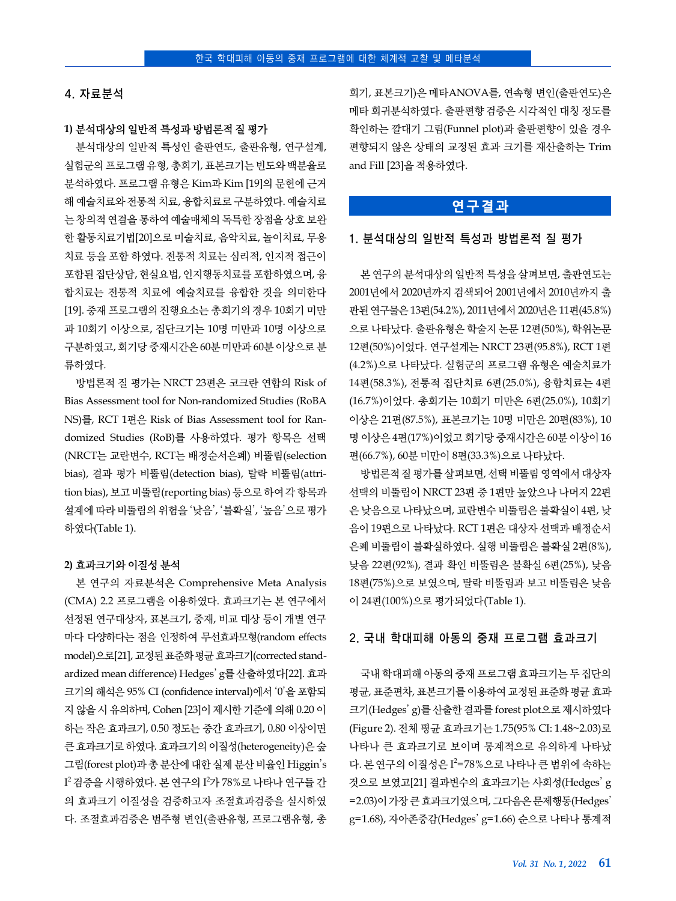## 4. 자료분석

### 1) 분석대상의 일반적 특성과 방법론적 질 평가

분석대상의 일반적 특성인 출판연도, 출판유형, 연구설계, 실험군의 프로그램 유형, 총회기, 표본크기는 빈도와 백분율로 분석하였다. 프로그램 유형은 Kim과 Kim [19]의 문헌에 근거해 예술치료와 전통적 치료, 융합치료로 구분하였다. 예술치료는 창의적 연결을 통하여 예술매체의 독특한 장점을 상호 보완한 활동치료기법[20]으로 미술치료, 음악치료, 놀이치료, 무용치료 등을 포함 하였다. 전통적 치료는 심리적, 인지적 접근이 포함된 집단상담, 현실요법, 인지행동치료를 포함하였으며, 융합치료는 전통적 치료에 예술치료를 융합한 것을 의미한다[19]. 중재 프로그램의 진행요소는 총회기의 경우 10회기 미만과 10회기 이상으로, 집단크기는 10명 미만과 10명 이상으로 구분하였고, 회기당 중재시간은 60분 미만과 60분 이상으로 분류하였다.

방법론적 질 평가는 NRCT 23편은 코크란 연합의 Risk of Bias Assessment tool for Non-randomized Studies (RoBANS)를, RCT 1편은 Risk of Bias Assessment tool for Randomized Studies (RoB)를 사용하였다. 평가 항목은 선택(NRCT는 교란변수, RCT는 배정순서은폐) 비뚤림(selection bias), 결과 평가 비뚤림(detection bias), 탈락 비뚤림(attrition bias), 보고 비뚤림(reporting bias) 등으로 하여 각 항목과 설계에 따라 비뚤림의 위험을 ‘낮음’, ‘불확실’, ‘높음’으로 평가하였다(Table 1).

### 2) 효과크기와 이질성 분석

본 연구의 자료분석은 Comprehensive Meta Analysis (CMA) 2.2 프로그램을 이용하였다. 효과크기는 본 연구에서 선정된 연구대상자, 표본크기, 중재, 비교 대상 등이 개별 연구마다 다양하다는 점을 인정하여 무선효과모형(random effects model)으로[21], 교정된 표준화 평균 효과크기(corrected standardized mean difference) Hedges’ g를 산출하였다[22]. 효과크기의 해석은 95% CI (confidence interval)에서 ‘0’을 포함되지 않을 시 유의하며, Cohen [23]이 제시한 기준에 의해 0.20 이하는 작은 효과크기, 0.50 정도는 중간 효과크기, 0.80 이상이면 큰 효과크기로 하였다. 효과크기의 이질성(heterogeneity)은 숲그림(forest plot)과 총 분산에 대한 실제 분산 비율인 Higgin’s $I^2$ 검증을 시행하였다. 본 연구의 $I^2$가 78%로 나타나 연구들 간의 효과크기 이질성을 검증하고자 조절효과검증을 실시하였다. 조절효과검증은 범주형 변인(출판유형, 프로그램유형, 총회기, 표본크기)은 메타ANOVA를, 연속형 변인(출판연도)은 메타 회귀분석하였다. 출판편향 검증은 시각적인 대칭 정도를 확인하는 깔대기 그림(Funnel plot)과 출판편향이 있을 경우 편향되지 않은 상태의 교정된 효과 크기를 재산출하는 Trim and Fill [23]을 적용하였다.

# 연구결과

## 1. 분석대상의 일반적 특성과 방법론적 질 평가

본 연구의 분석대상의 일반적 특성을 살펴보면, 출판연도는 2001년에서 2020년까지 검색되어 2001년에서 2010년까지 출판된 연구물은 13편(54.2%), 2011년에서 2020년은 11편(45.8%)으로 나타났다. 출판유형은 학술지 논문 12편(50%), 학위논문 12편(50%)이었다. 연구설계는 NRCT 23편(95.8%), RCT 1편(4.2%)으로 나타났다. 실험군의 프로그램 유형은 예술치료가 14편(58.3%), 전통적 집단치료 6편(25.0%), 융합치료는 4편(16.7%)이었다. 총회기는 10회기 미만은 6편(25.0%), 10회기 이상은 21편(87.5%), 표본크기는 10명 미만은 20편(83%), 10명 이상은 4편(17%)이었고 회기당 중재시간은 60분 이상이 16편(66.7%), 60분 미만이 8편(33.3%)으로 나타났다.

방법론적 질 평가를 살펴보면, 선택 비뚤림 영역에서 대상자 선택의 비뚤림이 NRCT 23편 중 1편만 높았으나 나머지 22편은 낮음으로 나타났으며, 교란변수 비뚤림은 불확실이 4편, 낮음이 19편으로 나타났다. RCT 1편은 대상자 선택과 배정순서 은폐 비뚤림이 불확실하였다. 실행 비뚤림은 불확실 2편(8%), 낮음 22편(92%), 결과 확인 비뚤림은 불확실 6편(25%), 낮음 18편(75%)으로 보였으며, 탈락 비뚤림과 보고 비뚤림은 낮음이 24편(100%)으로 평가되었다(Table 1).

## 2. 국내 학대피해 아동의 중재 프로그램 효과크기

국내 학대피해 아동의 중재 프로그램 효과크기는 두 집단의 평균, 표준편차, 표본크기를 이용하여 교정된 표준화 평균 효과크기(Hedges’ g)를 산출한 결과를 forest plot으로 제시하였다(Figure 2). 전체 평균 효과크기는 1.75(95% CI: 1.48~2.03)로 나타나 큰 효과크기로 보이며 통계적으로 유의하게 나타났다. 본 연구의 이질성은 $I^2$=78%으로 나타나 큰 범위에 속하는 것으로 보였고[21] 결과변수의 효과크기는 사회성(Hedges’ g=2.03)이 가장 큰 효과크기였으며, 그다음은 문제행동(Hedges’ g=1.68), 자아존중감(Hedges’ g=1.66) 순으로 나타나 통계적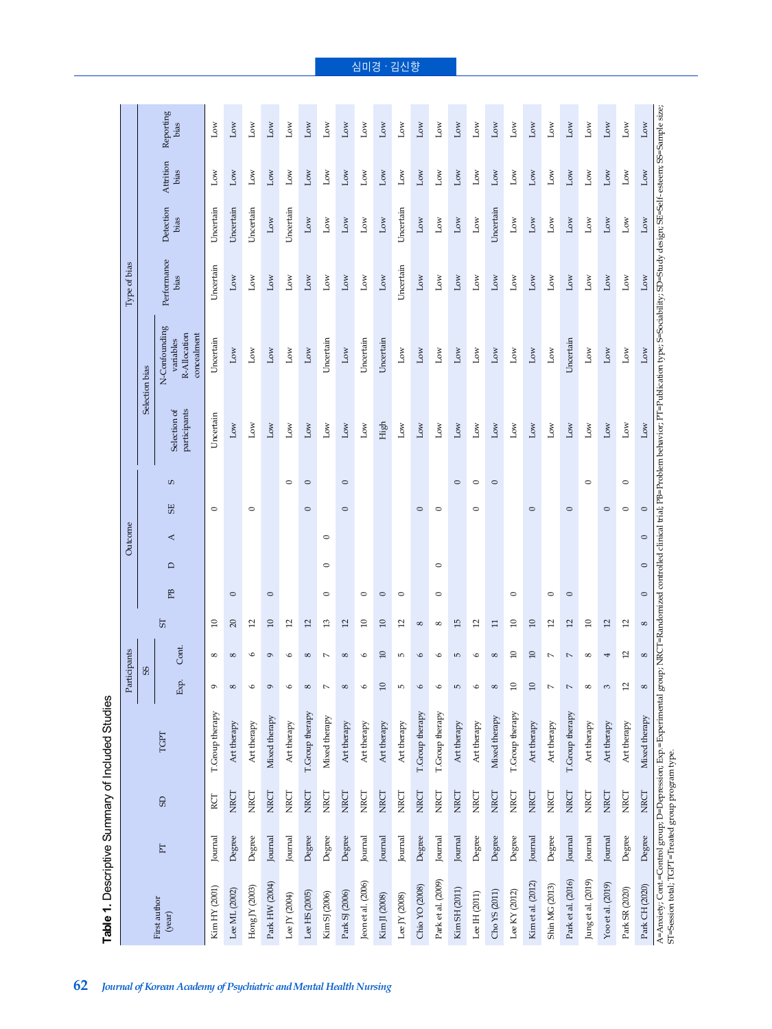**Table 1.** Descriptive Summary of Included Studies

| First author (year) | PT | SD | TGPT | Participants | | | Outcome | | | | | Type of bias | | | | | |
|---|---|---|---|---|---|---|---|---|---|---|---|---|---|---|---|---|---|
| | | | | SS | | ST | PB | D | A | SE | S | Selection bias | | Performance bias | Detection bias | Attrition bias | Reporting bias |
| | | | | Exp. | Cont. | | | | | | | Selection of participants | N-Confounding variables R-Allocation concealment | | | | |
| Kim HY (2001) | Journal | RCT | T.Group therapy | 9 | 8 | 10 | | | | ○ | | Uncertain | Uncertain | Uncertain | Uncertain | Low | Low |
| Lee ML (2002) | Degree | NRCT | Art therapy | 8 | 8 | 20 | ○ | | | | | Low | Low | Low | Uncertain | Low | Low |
| Hong JY (2003) | Degree | NRCT | Art therapy | 6 | 6 | 12 | | | | ○ | | Low | Low | Low | Uncertain | Low | Low |
| Park HW (2004) | Journal | NRCT | Mixed therapy | 9 | 9 | 10 | ○ | | | | | Low | Low | Low | Low | Low | Low |
| Lee JY (2004) | Journal | NRCT | Art therapy | 6 | 6 | 12 | | | | | ○ | Low | Low | Low | Uncertain | Low | Low |
| Lee HS (2005) | Degree | NRCT | T.Group therapy | 8 | 8 | 12 | | | | ○ | ○ | Low | Low | Low | Low | Low | Low |
| Kim SJ (2006) | Degree | NRCT | Mixed therapy | 7 | 7 | 13 | ○ | ○ | ○ | | | Low | Uncertain | Low | Low | Low | Low |
| Park SJ (2006) | Degree | NRCT | Art therapy | 8 | 8 | 12 | | | | ○ | ○ | Low | Low | Low | Low | Low | Low |
| Jeon et al. (2006) | Journal | NRCT | Art therapy | 6 | 6 | 10 | ○ | | | | | Low | Uncertain | Low | Low | Low | Low |
| Kim JI (2008) | Journal | NRCT | Art therapy | 10 | 10 | 10 | ○ | | | | | High | Uncertain | Low | Low | Low | Low |
| Lee JY (2008) | Journal | NRCT | Art therapy | 5 | 5 | 12 | ○ | | | | | Low | Low | Uncertain | Uncertain | Low | Low |
| Chio YO (2008) | Degree | NRCT | T.Group therapy | 6 | 6 | 8 | | | | ○ | | Low | Low | Low | Low | Low | Low |
| Park et al. (2009) | Journal | NRCT | T.Group therapy | 6 | 6 | 8 | ○ | ○ | | ○ | | Low | Low | Low | Low | Low | Low |
| Kim SH (2011) | Journal | NRCT | Art therapy | 5 | 5 | 15 | | | | | ○ | Low | Low | Low | Low | Low | Low |
| Lee IH (2011) | Degree | NRCT | Art therapy | 6 | 6 | 12 | | | | ○ | ○ | Low | Low | Low | Low | Low | Low |
| Cho YS (2011) | Degree | NRCT | Mixed therapy | 8 | 8 | 11 | | | | | ○ | Low | Low | Low | Uncertain | Low | Low |
| Lee KY (2012) | Degree | NRCT | T.Group therapy | 10 | 10 | 10 | ○ | | | | | Low | Low | Low | Low | Low | Low |
| Kim et al. (2012) | Journal | NRCT | Art therapy | 10 | 10 | 10 | | | | ○ | | Low | Low | Low | Low | Low | Low |
| Shin MG (2013) | Degree | NRCT | Art therapy | 7 | 7 | 12 | ○ | | | | | Low | Low | Low | Low | Low | Low |
| Park et al. (2016) | Journal | NRCT | T.Group therapy | 7 | 7 | 12 | ○ | | | ○ | | Low | Uncertain | Low | Low | Low | Low |
| Jung et al. (2019) | Journal | NRCT | Art therapy | 8 | 8 | 10 | | | | | ○ | Low | Low | Low | Low | Low | Low |
| Yoo et al. (2019) | Journal | NRCT | Art therapy | 3 | 4 | 12 | | | | ○ | | Low | Low | Low | Low | Low | Low |
| Park SR (2020) | Degree | NRCT | Art therapy | 12 | 12 | 12 | | | | ○ | ○ | Low | Low | Low | Low | Low | Low |
| Park CH (2020) | Degree | NRCT | Mixed therapy | 8 | 8 | 8 | ○ | ○ | ○ | | | Low | Low | Low | Low | Low | Low |

A=Anxiety; Cont.=Control group; D=Depression; Exp.=Experimental group; NRCT=Randomized controlled clinical trial; PB=Problem behavior; PT=Publication type; S=Sociability; SD=Study design; SE=Self-esteem; SS=Sample size; ST=Session total; TGPT=Treated group program type.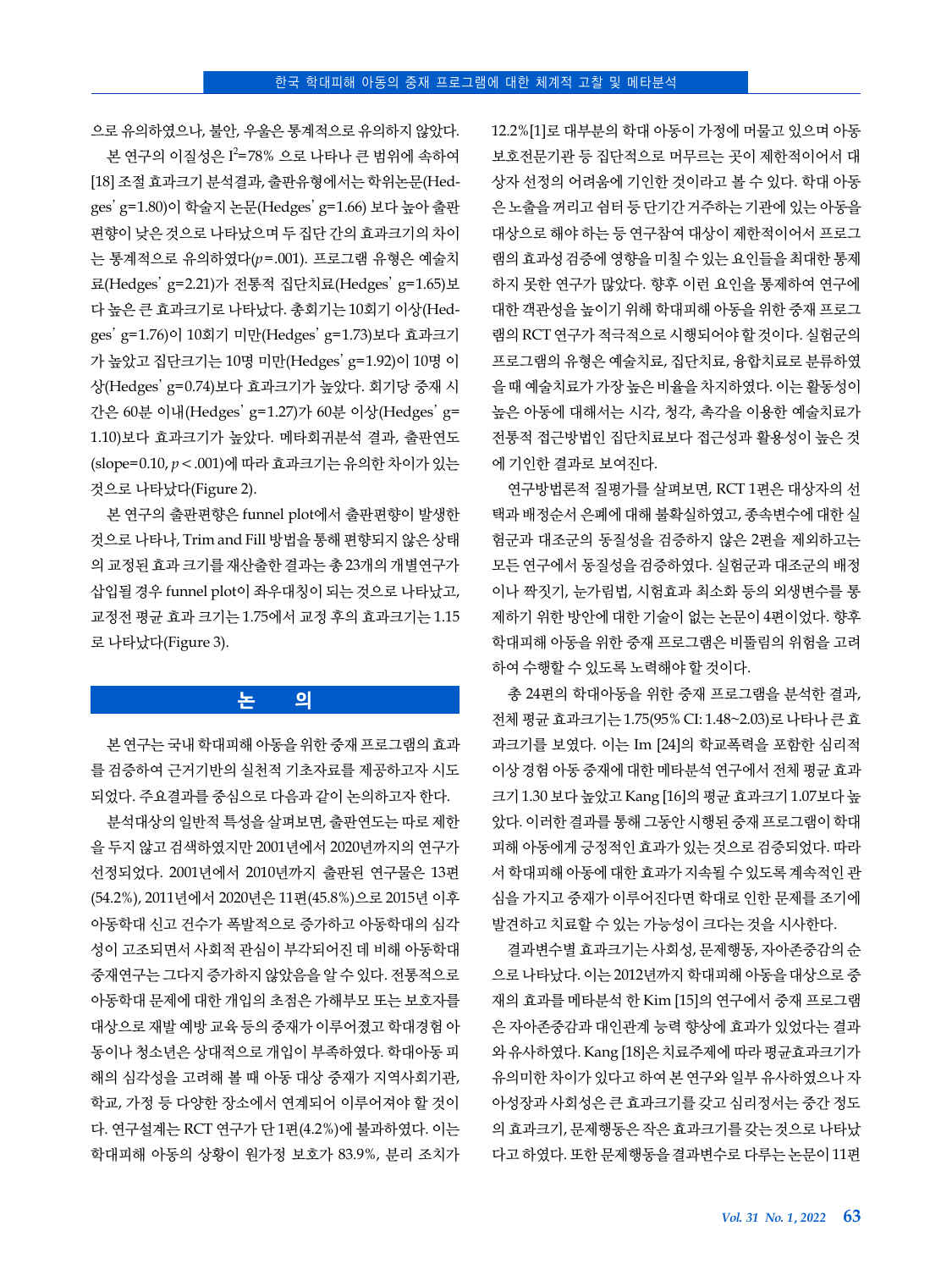으로 유의하였으나, 불안, 우울은 통계적으로 유의하지 않았다.

본 연구의 이질성은 $I^2$=78% 으로 나타나 큰 범위에 속하여 [18] 조절 효과크기 분석결과, 출판유형에서는 학위논문(Hedges' g=1.80)이 학술지 논문(Hedges' g=1.66) 보다 높아 출판편향이 낮은 것으로 나타났으며 두 집단 간의 효과크기의 차이는 통계적으로 유의하였다($p$=.001). 프로그램 유형은 예술치료(Hedges' g=2.21)가 전통적 집단치료(Hedges' g=1.65)보다 높은 큰 효과크기로 나타났다. 총회기는 10회기 이상(Hedges' g=1.76)이 10회기 미만(Hedges' g=1.73)보다 효과크기가 높았고 집단크기는 10명 미만(Hedges' g=1.92)이 10명 이상(Hedges' g=0.74)보다 효과크기가 높았다. 회기당 중재 시간은 60분 이내(Hedges' g=1.27)가 60분 이상(Hedges' g=1.10)보다 효과크기가 높았다. 메타회귀분석 결과, 출판연도(slope=0.10, $p$<.001)에 따라 효과크기는 유의한 차이가 있는 것으로 나타났다(Figure 2).

본 연구의 출판편향은 funnel plot에서 출판편향이 발생한 것으로 나타나, Trim and Fill 방법을 통해 편향되지 않은 상태의 교정된 효과 크기를 재산출한 결과는 총 23개의 개별연구가 삽입될 경우 funnel plot이 좌우대칭이 되는 것으로 나타났고, 교정전 평균 효과 크기는 1.75에서 교정 후의 효과크기는 1.15로 나타났다(Figure 3).

## 논 의

본 연구는 국내 학대피해 아동을 위한 중재 프로그램의 효과를 검증하여 근거기반의 실천적 기초자료를 제공하고자 시도되었다. 주요결과를 중심으로 다음과 같이 논의하고자 한다.

분석대상의 일반적 특성을 살펴보면, 출판연도는 따로 제한을 두지 않고 검색하였지만 2001년에서 2020년까지의 연구가 선정되었다. 2001년에서 2010년까지 출판된 연구물은 13편(54.2%), 2011년에서 2020년은 11편(45.8%)으로 2015년 이후 아동학대 신고 건수가 폭발적으로 증가하고 아동학대의 심각성이 고조되면서 사회적 관심이 부각되어진 데 비해 아동학대 중재연구는 그다지 증가하지 않았음을 알 수 있다. 전통적으로 아동학대 문제에 대한 개입의 초점은 가해부모 또는 보호자를 대상으로 재발 예방 교육 등의 중재가 이루어졌고 학대경험 아동이나 청소년은 상대적으로 개입이 부족하였다. 학대아동 피해의 심각성을 고려해 볼 때 아동 대상 중재가 지역사회기관, 학교, 가정 등 다양한 장소에서 연계되어 이루어져야 할 것이다. 연구설계는 RCT 연구가 단 1편(4.2%)에 불과하였다. 이는 학대피해 아동의 상황이 원가정 보호가 83.9%, 분리 조치가 12.2%[1]로 대부분의 학대 아동이 가정에 머물고 있으며 아동보호전문기관 등 집단적으로 머무르는 곳이 제한적이어서 대상자 선정의 어려움에 기인한 것이라고 볼 수 있다. 학대 아동은 노출을 꺼리고 쉼터 등 단기간 거주하는 기관에 있는 아동을 대상으로 해야 하는 등 연구참여 대상이 제한적이어서 프로그램의 효과성 검증에 영향을 미칠 수 있는 요인들을 최대한 통제하지 못한 연구가 많았다. 향후 이런 요인을 통제하여 연구에 대한 객관성을 높이기 위해 학대피해 아동을 위한 중재 프로그램의 RCT 연구가 적극적으로 시행되어야 할 것이다. 실험군의 프로그램의 유형은 예술치료, 집단치료, 융합치료로 분류하였을 때 예술치료가 가장 높은 비율을 차지하였다. 이는 활동성이 높은 아동에 대해서는 시각, 청각, 촉각을 이용한 예술치료가 전통적 접근방법인 집단치료보다 접근성과 활용성이 높은 것에 기인한 결과로 보여진다.

연구방법론적 질평가를 살펴보면, RCT 1편은 대상자의 선택과 배정순서 은폐에 대해 불확실하였고, 종속변수에 대한 실험군과 대조군의 동질성을 검증하지 않은 2편을 제외하고는 모든 연구에서 동질성을 검증하였다. 실험군과 대조군의 배정이나 짝짓기, 눈가림법, 시험효과 최소화 등의 외생변수를 통제하기 위한 방안에 대한 기술이 없는 논문이 4편이었다. 향후 학대피해 아동을 위한 중재 프로그램은 비뚤림의 위험을 고려하여 수행할 수 있도록 노력해야 할 것이다.

총 24편의 학대아동을 위한 중재 프로그램을 분석한 결과, 전체 평균 효과크기는 1.75(95% CI: 1.48~2.03)로 나타나 큰 효과크기를 보였다. 이는 Im [24]의 학교폭력을 포함한 심리적 이상 경험 아동 중재에 대한 메타분석 연구에서 전체 평균 효과크기 1.30 보다 높았고 Kang [16]의 평균 효과크기 1.07보다 높았다. 이러한 결과를 통해 그동안 시행된 중재 프로그램이 학대피해 아동에게 긍정적인 효과가 있는 것으로 검증되었다. 따라서 학대피해 아동에 대한 효과가 지속될 수 있도록 계속적인 관심을 가지고 중재가 이루어진다면 학대로 인한 문제를 조기에 발견하고 치료할 수 있는 가능성이 크다는 것을 시사한다.

결과변수별 효과크기는 사회성, 문제행동, 자아존중감의 순으로 나타났다. 이는 2012년까지 학대피해 아동을 대상으로 중재의 효과를 메타분석 한 Kim [15]의 연구에서 중재 프로그램은 자아존중감과 대인관계 능력 향상에 효과가 있었다는 결과와 유사하였다. Kang [18]은 치료주제에 따라 평균효과크기가 유의미한 차이가 있다고 하여 본 연구와 일부 유사하였으나 자아성장과 사회성은 큰 효과크기를 갖고 심리정서는 중간 정도의 효과크기, 문제행동은 작은 효과크기를 갖는 것으로 나타났다고 하였다. 또한 문제행동을 결과변수로 다루는 논문이 11편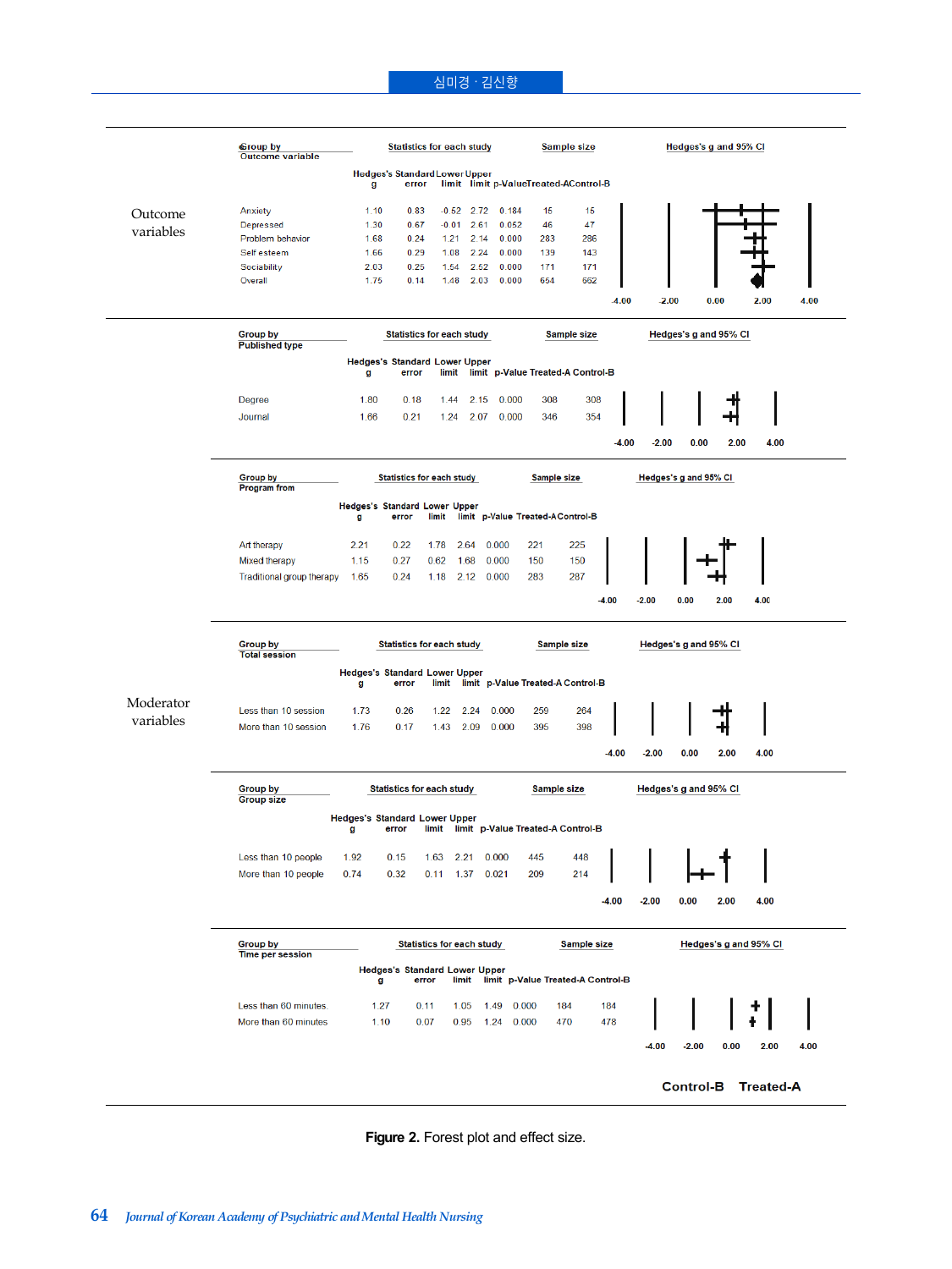**Outcome variables**

| Group by Outcome variable | Hedges's g | Standard error | Lower limit | Upper limit | p-Value | Treated-A | Control-B |
|---|---|---|---|---|---|---|---|
| Anxiety | 1.10 | 0.83 | -0.52 | 2.72 | 0.184 | 15 | 15 |
| Depressed | 1.30 | 0.67 | -0.01 | 2.61 | 0.052 | 46 | 47 |
| Problem behavior | 1.68 | 0.24 | 1.21 | 2.14 | 0.000 | 283 | 286 |
| Self esteem | 1.66 | 0.29 | 1.08 | 2.24 | 0.000 | 139 | 143 |
| Sociability | 2.03 | 0.25 | 1.54 | 2.52 | 0.000 | 171 | 171 |
| Overall | 1.75 | 0.14 | 1.48 | 2.03 | 0.000 | 654 | 662 |

**Moderator variables**

| Group by Published type | Hedges's g | Standard error | Lower limit | Upper limit | p-Value | Treated-A | Control-B |
|---|---|---|---|---|---|---|---|
| Degree | 1.80 | 0.18 | 1.44 | 2.15 | 0.000 | 308 | 308 |
| Journal | 1.66 | 0.21 | 1.24 | 2.07 | 0.000 | 346 | 354 |

| Group by Program from | Hedges's g | Standard error | Lower limit | Upper limit | p-Value | Treated-A | Control-B |
|---|---|---|---|---|---|---|---|
| Art therapy | 2.21 | 0.22 | 1.78 | 2.64 | 0.000 | 221 | 225 |
| Mixed therapy | 1.15 | 0.27 | 0.62 | 1.68 | 0.000 | 150 | 150 |
| Traditional group therapy | 1.65 | 0.24 | 1.18 | 2.12 | 0.000 | 283 | 287 |

| Group by Total session | Hedges's g | Standard error | Lower limit | Upper limit | p-Value | Treated-A | Control-B |
|---|---|---|---|---|---|---|---|
| Less than 10 session | 1.73 | 0.26 | 1.22 | 2.24 | 0.000 | 259 | 264 |
| More than 10 session | 1.76 | 0.17 | 1.43 | 2.09 | 0.000 | 395 | 398 |

| Group by Group size | Hedges's g | Standard error | Lower limit | Upper limit | p-Value | Treated-A | Control-B |
|---|---|---|---|---|---|---|---|
| Less than 10 people | 1.92 | 0.15 | 1.63 | 2.21 | 0.000 | 445 | 448 |
| More than 10 people | 0.74 | 0.32 | 0.11 | 1.37 | 0.021 | 209 | 214 |

| Group by Time per session | Hedges's g | Standard error | Lower limit | Upper limit | p-Value | Treated-A | Control-B |
|---|---|---|---|---|---|---|---|
| Less than 60 minutes. | 1.27 | 0.11 | 1.05 | 1.49 | 0.000 | 184 | 184 |
| More than 60 minutes | 1.10 | 0.07 | 0.95 | 1.24 | 0.000 | 470 | 478 |

Hedges's g and 95% CI: -4.00, -2.00, 0.00, 2.00, 4.00 (Control-B | Treated-A)

**Figure 2.** Forest plot and effect size.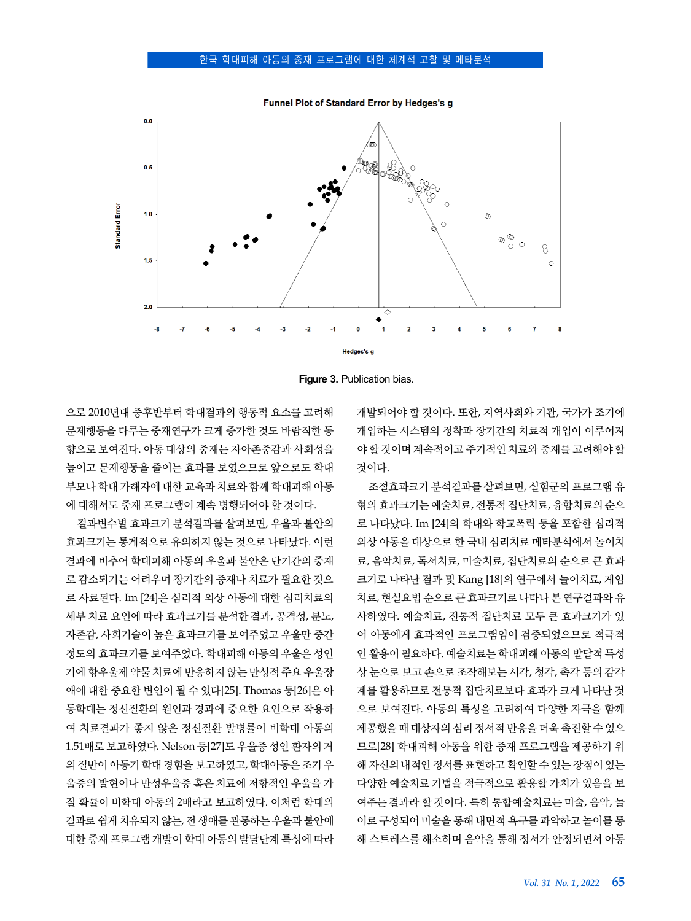Funnel Plot of Standard Error by Hedges's g

**Figure 3.** Publication bias.

으로 2010년대 중후반부터 학대결과의 행동적 요소를 고려해 문제행동을 다루는 중재연구가 크게 증가한 것도 바람직한 동향으로 보여진다. 아동 대상의 중재는 자아존중감과 사회성을 높이고 문제행동을 줄이는 효과를 보였으므로 앞으로도 학대부모나 학대 가해자에 대한 교육과 치료와 함께 학대피해 아동에 대해서도 중재 프로그램이 계속 병행되어야 할 것이다.

결과변수별 효과크기 분석결과를 살펴보면, 우울과 불안의 효과크기는 통계적으로 유의하지 않는 것으로 나타났다. 이런 결과에 비추어 학대피해 아동의 우울과 불안은 단기간의 중재로 감소되기는 어려우며 장기간의 중재나 치료가 필요한 것으로 사료된다. Im [24]은 심리적 외상 아동에 대한 심리치료의 세부 치료 요인에 따라 효과크기를 분석한 결과, 공격성, 분노, 자존감, 사회기술이 높은 효과크기를 보여주었고 우울만 중간 정도의 효과크기를 보여주었다. 학대피해 아동의 우울은 성인기에 항우울제 약물 치료에 반응하지 않는 만성적 주요 우울장애에 대한 중요한 변인이 될 수 있다[25]. Thomas 등[26]은 아동학대는 정신질환의 원인과 경과에 중요한 요인으로 작용하여 치료결과가 좋지 않은 정신질환 발병률이 비학대 아동의 1.51배로 보고하였다. Nelson 등[27]도 우울증 성인 환자의 거의 절반이 아동기 학대 경험을 보고하였고, 학대아동은 조기 우울증의 발현이나 만성우울증 혹은 치료에 저항적인 우울을 가질 확률이 비학대 아동의 2배라고 보고하였다. 이처럼 학대의 결과로 쉽게 치유되지 않는, 전 생애를 관통하는 우울과 불안에 대한 중재 프로그램 개발이 학대 아동의 발달단계 특성에 따라 개발되어야 할 것이다. 또한, 지역사회와 기관, 국가가 조기에 개입하는 시스템의 정착과 장기간의 치료적 개입이 이루어져야 할 것이며 계속적이고 주기적인 치료와 중재를 고려해야 할 것이다.

조절효과크기 분석결과를 살펴보면, 실험군의 프로그램 유형의 효과크기는 예술치료, 전통적 집단치료, 융합치료의 순으로 나타났다. Im [24]의 학대와 학교폭력 등을 포함한 심리적 외상 아동을 대상으로 한 국내 심리치료 메타분석에서 놀이치료, 음악치료, 독서치료, 미술치료, 집단치료의 순으로 큰 효과크기로 나타난 결과 및 Kang [18]의 연구에서 놀이치료, 게임치료, 현실요법 순으로 큰 효과크기로 나타나 본 연구결과와 유사하였다. 예술치료, 전통적 집단치료 모두 큰 효과크기가 있어 아동에게 효과적인 프로그램임이 검증되었으므로 적극적인 활용이 필요하다. 예술치료는 학대피해 아동의 발달적 특성상 눈으로 보고 손으로 조작해보는 시각, 청각, 촉각 등의 감각계를 활용하므로 전통적 집단치료보다 효과가 크게 나타난 것으로 보여진다. 아동의 특성을 고려하여 다양한 자극을 함께 제공했을 때 대상자의 심리 정서적 반응을 더욱 촉진할 수 있으므로[28] 학대피해 아동을 위한 중재 프로그램을 제공하기 위해 자신의 내적인 정서를 표현하고 확인할 수 있는 장점이 있는 다양한 예술치료 기법을 적극적으로 활용할 가치가 있음을 보여주는 결과라 할 것이다. 특히 통합예술치료는 미술, 음악, 놀이로 구성되어 미술을 통해 내면적 욕구를 파악하고 놀이를 통해 스트레스를 해소하며 음악을 통해 정서가 안정되면서 아동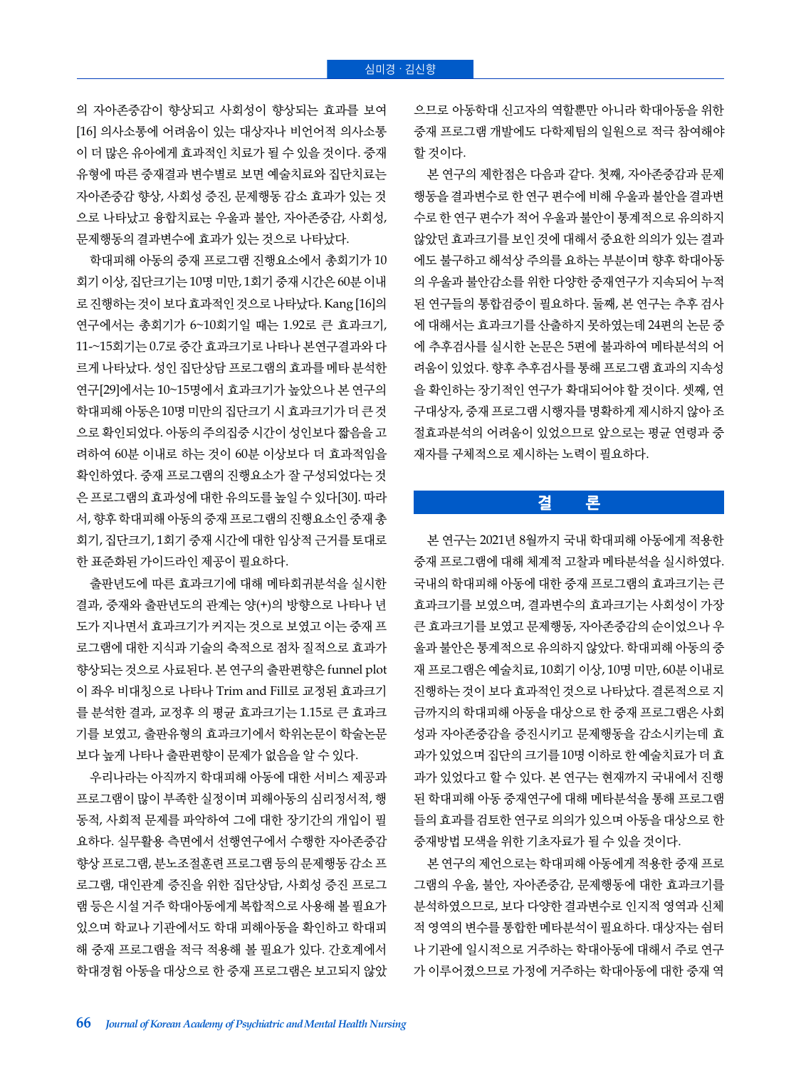의 자아존중감이 향상되고 사회성이 향상되는 효과를 보여 [16] 의사소통에 어려움이 있는 대상자나 비언어적 의사소통이 더 많은 유아에게 효과적인 치료가 될 수 있을 것이다. 중재 유형에 따른 중재결과 변수별로 보면 예술치료와 집단치료는 자아존중감 향상, 사회성 증진, 문제행동 감소 효과가 있는 것으로 나타났고 융합치료는 우울과 불안, 자아존중감, 사회성, 문제행동의 결과변수에 효과가 있는 것으로 나타났다.

학대피해 아동의 중재 프로그램 진행요소에서 총회기가 10회기 이상, 집단크기는 10명 미만, 1회기 중재 시간은 60분 이내로 진행하는 것이 보다 효과적인 것으로 나타났다. Kang [16]의 연구에서는 총회기가 6~10회기일 때는 1.92로 큰 효과크기, 11~15회기는 0.7로 중간 효과크기로 나타나 본연구결과와 다르게 나타났다. 성인 집단상담 프로그램의 효과를 메타 분석한 연구[29]에서는 10~15명에서 효과크기가 높았으나 본 연구의 학대피해 아동은 10명 미만의 집단크기 시 효과크기가 더 큰 것으로 확인되었다. 아동의 주의집중 시간이 성인보다 짧음을 고려하여 60분 이내로 하는 것이 60분 이상보다 더 효과적임을 확인하였다. 중재 프로그램의 진행요소가 잘 구성되었다는 것은 프로그램의 효과성에 대한 유의도를 높일 수 있다[30]. 따라서, 향후 학대피해 아동의 중재 프로그램의 진행요소인 중재 총회기, 집단크기, 1회기 중재 시간에 대한 임상적 근거를 토대로 한 표준화된 가이드라인 제공이 필요하다.

출판년도에 따른 효과크기에 대해 메타회귀분석을 실시한 결과, 중재와 출판년도의 관계는 양(+)의 방향으로 나타나 년도가 지나면서 효과크기가 커지는 것으로 보였고 이는 중재 프로그램에 대한 지식과 기술의 축적으로 점차 질적으로 효과가 향상되는 것으로 사료된다. 본 연구의 출판편향은 funnel plot이 좌우 비대칭으로 나타나 Trim and Fill로 교정된 효과크기를 분석한 결과, 교정후 의 평균 효과크기는 1.15로 큰 효과크기를 보였고, 출판유형의 효과크기에서 학위논문이 학술논문보다 높게 나타나 출판편향이 문제가 없음을 알 수 있다.

우리나라는 아직까지 학대피해 아동에 대한 서비스 제공과 프로그램이 많이 부족한 실정이며 피해아동의 심리정서적, 행동적, 사회적 문제를 파악하여 그에 대한 장기간의 개입이 필요하다. 실무활용 측면에서 선행연구에서 수행한 자아존중감 향상 프로그램, 분노조절훈련 프로그램 등의 문제행동 감소 프로그램, 대인관계 증진을 위한 집단상담, 사회성 증진 프로그램 등은 시설 거주 학대아동에게 복합적으로 사용해 볼 필요가 있으며 학교나 기관에서도 학대 피해아동을 확인하고 학대피해 중재 프로그램을 적극 적용해 볼 필요가 있다. 간호계에서 학대경험 아동을 대상으로 한 중재 프로그램은 보고되지 않았으므로 아동학대 신고자의 역할뿐만 아니라 학대아동을 위한 중재 프로그램 개발에도 다학제팀의 일원으로 적극 참여해야 할 것이다.

본 연구의 제한점은 다음과 같다. 첫째, 자아존중감과 문제행동을 결과변수로 한 연구 편수에 비해 우울과 불안을 결과변수로 한 연구 편수가 적어 우울과 불안이 통계적으로 유의하지 않았던 효과크기를 보인 것에 대해서 중요한 의의가 있는 결과에도 불구하고 해석상 주의를 요하는 부분이며 향후 학대아동의 우울과 불안감소를 위한 다양한 중재연구가 지속되어 누적된 연구들의 통합검증이 필요하다. 둘째, 본 연구는 추후 검사에 대해서는 효과크기를 산출하지 못하였는데 24편의 논문 중에 추후검사를 실시한 논문은 5편에 불과하여 메타분석의 어려움이 있었다. 향후 추후검사를 통해 프로그램 효과의 지속성을 확인하는 장기적인 연구가 확대되어야 할 것이다. 셋째, 연구대상자, 중재 프로그램 시행자를 명확하게 제시하지 않아 조절효과분석의 어려움이 있었으므로 앞으로는 평균 연령과 중재자를 구체적으로 제시하는 노력이 필요하다.

## 결　론

본 연구는 2021년 8월까지 국내 학대피해 아동에게 적용한 중재 프로그램에 대해 체계적 고찰과 메타분석을 실시하였다. 국내의 학대피해 아동에 대한 중재 프로그램의 효과크기는 큰 효과크기를 보였으며, 결과변수의 효과크기는 사회성이 가장 큰 효과크기를 보였고 문제행동, 자아존중감의 순이었으나 우울과 불안은 통계적으로 유의하지 않았다. 학대피해 아동의 중재 프로그램은 예술치료, 10회기 이상, 10명 미만, 60분 이내로 진행하는 것이 보다 효과적인 것으로 나타났다. 결론적으로 지금까지의 학대피해 아동을 대상으로 한 중재 프로그램은 사회성과 자아존중감을 증진시키고 문제행동을 감소시키는데 효과가 있었으며 집단의 크기를 10명 이하로 한 예술치료가 더 효과가 있었다고 할 수 있다. 본 연구는 현재까지 국내에서 진행된 학대피해 아동 중재연구에 대해 메타분석을 통해 프로그램들의 효과를 검토한 연구로 의의가 있으며 아동을 대상으로 한 중재방법 모색을 위한 기초자료가 될 수 있을 것이다.

본 연구의 제언으로는 학대피해 아동에게 적용한 중재 프로그램의 우울, 불안, 자아존중감, 문제행동에 대한 효과크기를 분석하였으므로, 보다 다양한 결과변수로 인지적 영역과 신체적 영역의 변수를 통합한 메타분석이 필요하다. 대상자는 쉼터나 기관에 일시적으로 거주하는 학대아동에 대해서 주로 연구가 이루어졌으므로 가정에 거주하는 학대아동에 대한 중재 역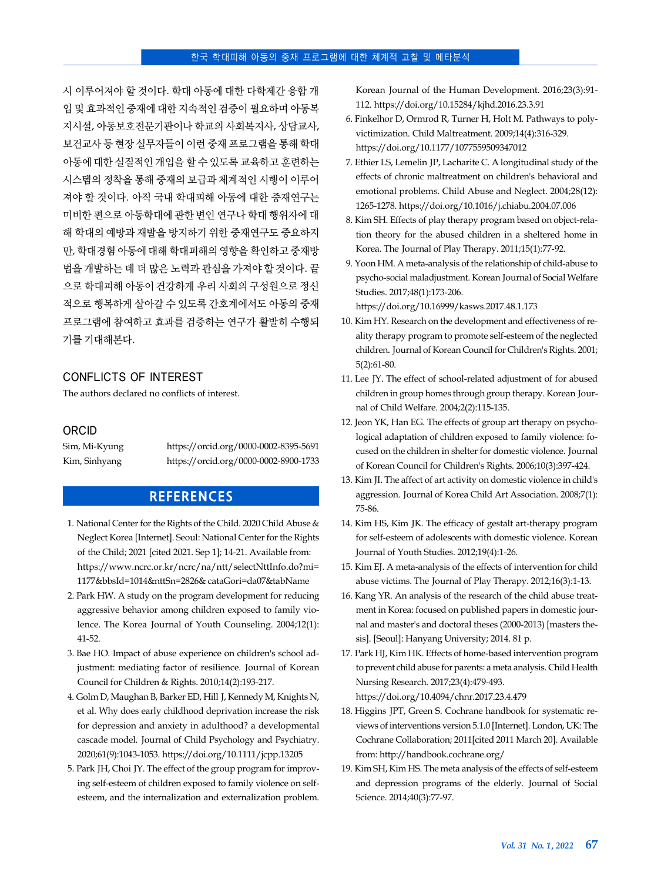시 이루어져야 할 것이다. 학대 아동에 대한 다학제간 융합 개입 및 효과적인 중재에 대한 지속적인 검증이 필요하며 아동복지시설, 아동보호전문기관이나 학교의 사회복지사, 상담교사, 보건교사 등 현장 실무자들이 이런 중재 프로그램을 통해 학대 아동에 대한 실질적인 개입을 할 수 있도록 교육하고 훈련하는 시스템의 정착을 통해 중재의 보급과 체계적인 시행이 이루어져야 할 것이다. 아직 국내 학대피해 아동에 대한 중재연구는 미비한 편으로 아동학대에 관한 변인 연구나 학대 행위자에 대해 학대의 예방과 재발을 방지하기 위한 중재연구도 중요하지만, 학대경험 아동에 대해 학대피해의 영향을 확인하고 중재방법을 개발하는 데 더 많은 노력과 관심을 가져야 할 것이다. 끝으로 학대피해 아동이 건강하게 우리 사회의 구성원으로 정신적으로 행복하게 살아갈 수 있도록 간호계에서도 아동의 중재 프로그램에 참여하고 효과를 검증하는 연구가 활발히 수행되기를 기대해본다.

## CONFLICTS OF INTEREST

The authors declared no conflicts of interest.

## ORCID

Sim, Mi-Kyung https://orcid.org/0000-0002-8395-5691
Kim, Sinhyang https://orcid.org/0000-0002-8900-1733

## REFERENCES

1. National Center for the Rights of the Child. 2020 Child Abuse & Neglect Korea [Internet]. Seoul: National Center for the Rights of the Child; 2021 [cited 2021. Sep 1]; 14-21. Available from: https://www.ncrc.or.kr/ncrc/na/ntt/selectNttInfo.do?mi=1177&bbsId=1014&nttSn=2826& cataGori=da07&tabName
2. Park HW. A study on the program development for reducing aggressive behavior among children exposed to family violence. The Korea Journal of Youth Counseling. 2004;12(1):41-52.
3. Bae HO. Impact of abuse experience on children's school adjustment: mediating factor of resilience. Journal of Korean Council for Children & Rights. 2010;14(2):193-217.
4. Golm D, Maughan B, Barker ED, Hill J, Kennedy M, Knights N, et al. Why does early childhood deprivation increase the risk for depression and anxiety in adulthood? a developmental cascade model. Journal of Child Psychology and Psychiatry. 2020;61(9):1043-1053. https://doi.org/10.1111/jcpp.13205
5. Park JH, Choi JY. The effect of the group program for improving self-esteem of children exposed to family violence on self-esteem, and the internalization and externalization problem. Korean Journal of the Human Development. 2016;23(3):91-112. https://doi.org/10.15284/kjhd.2016.23.3.91
6. Finkelhor D, Ormrod R, Turner H, Holt M. Pathways to poly-victimization. Child Maltreatment. 2009;14(4):316-329. https://doi.org/10.1177/1077559509347012
7. Ethier LS, Lemelin JP, Lacharite C. A longitudinal study of the effects of chronic maltreatment on children's behavioral and emotional problems. Child Abuse and Neglect. 2004;28(12):1265-1278. https://doi.org/10.1016/j.chiabu.2004.07.006
8. Kim SH. Effects of play therapy program based on object-relation theory for the abused children in a sheltered home in Korea. The Journal of Play Therapy. 2011;15(1):77-92.
9. Yoon HM. A meta-analysis of the relationship of child-abuse to psycho-social maladjustment. Korean Journal of Social Welfare Studies. 2017;48(1):173-206. https://doi.org/10.16999/kasws.2017.48.1.173
10. Kim HY. Research on the development and effectiveness of reality therapy program to promote self-esteem of the neglected children. Journal of Korean Council for Children's Rights. 2001;5(2):61-80.
11. Lee JY. The effect of school-related adjustment of for abused children in group homes through group therapy. Korean Journal of Child Welfare. 2004;2(2):115-135.
12. Jeon YK, Han EG. The effects of group art therapy on psychological adaptation of children exposed to family violence: focused on the children in shelter for domestic violence. Journal of Korean Council for Children's Rights. 2006;10(3):397-424.
13. Kim JI. The affect of art activity on domestic violence in child's aggression. Journal of Korea Child Art Association. 2008;7(1):75-86.
14. Kim HS, Kim JK. The efficacy of gestalt art-therapy program for self-esteem of adolescents with domestic violence. Korean Journal of Youth Studies. 2012;19(4):1-26.
15. Kim EJ. A meta-analysis of the effects of intervention for child abuse victims. The Journal of Play Therapy. 2012;16(3):1-13.
16. Kang YR. An analysis of the research of the child abuse treatment in Korea: focused on published papers in domestic journal and master's and doctoral theses (2000-2013) [masters thesis]. [Seoul]: Hanyang University; 2014. 81 p.
17. Park HJ, Kim HK. Effects of home-based intervention program to prevent child abuse for parents: a meta analysis. Child Health Nursing Research. 2017;23(4):479-493. https://doi.org/10.4094/chnr.2017.23.4.479
18. Higgins JPT, Green S. Cochrane handbook for systematic reviews of interventions version 5.1.0 [Internet]. London, UK: The Cochrane Collaboration; 2011[cited 2011 March 20]. Available from: http://handbook.cochrane.org/
19. Kim SH, Kim HS. The meta analysis of the effects of self-esteem and depression programs of the elderly. Journal of Social Science. 2014;40(3):77-97.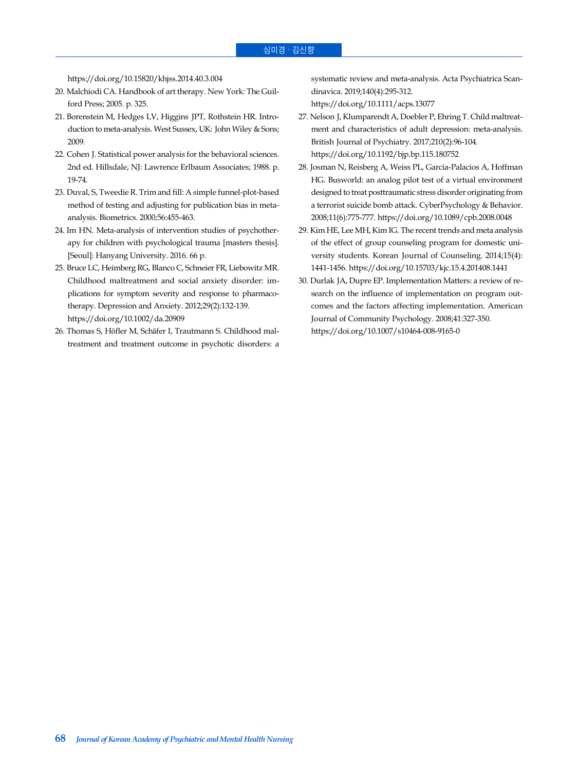https://doi.org/10.15820/khjss.2014.40.3.004

20. Malchiodi CA. Handbook of art therapy. New York: The Guilford Press; 2005. p. 325.
21. Borenstein M, Hedges LV, Higgins JPT, Rothstein HR. Introduction to meta-analysis. West Sussex, UK: John Wiley & Sons; 2009.
22. Cohen J. Statistical power analysis for the behavioral sciences. 2nd ed. Hillsdale, NJ: Lawrence Erlbaum Associates; 1988. p. 19-74.
23. Duval, S, Tweedie R. Trim and fill: A simple funnel-plot-based method of testing and adjusting for publication bias in meta-analysis. Biometrics. 2000;56:455-463.
24. Im HN. Meta-analysis of intervention studies of psychotherapy for children with psychological trauma [masters thesis]. [Seoul]: Hanyang University. 2016. 66 p.
25. Bruce LC, Heimberg RG, Blanco C, Schneier FR, Liebowitz MR. Childhood maltreatment and social anxiety disorder: implications for symptom severity and response to pharmacotherapy. Depression and Anxiety. 2012;29(2):132-139. https://doi.org/10.1002/da.20909
26. Thomas S, Höfler M, Schäfer I, Trautmann S. Childhood maltreatment and treatment outcome in psychotic disorders: a systematic review and meta-analysis. Acta Psychiatrica Scandinavica. 2019;140(4):295-312. https://doi.org/10.1111/acps.13077
27. Nelson J, Klumparendt A, Doebler P, Ehring T. Child maltreatment and characteristics of adult depression: meta-analysis. British Journal of Psychiatry. 2017;210(2):96-104. https://doi.org/10.1192/bjp.bp.115.180752
28. Josman N, Reisberg A, Weiss PL, Garcia-Palacios A, Hoffman HG. Busworld: an analog pilot test of a virtual environment designed to treat posttraumatic stress disorder originating from a terrorist suicide bomb attack. CyberPsychology & Behavior. 2008;11(6):775-777. https://doi.org/10.1089/cpb.2008.0048
29. Kim HE, Lee MH, Kim IG. The recent trends and meta analysis of the effect of group counseling program for domestic university students. Korean Journal of Counseling. 2014;15(4):1441-1456. https://doi.org/10.15703/kjc.15.4.201408.1441
30. Durlak JA, Dupre EP. Implementation Matters: a review of research on the influence of implementation on program outcomes and the factors affecting implementation. American Journal of Community Psychology. 2008;41:327-350. https://doi.org/10.1007/s10464-008-9165-0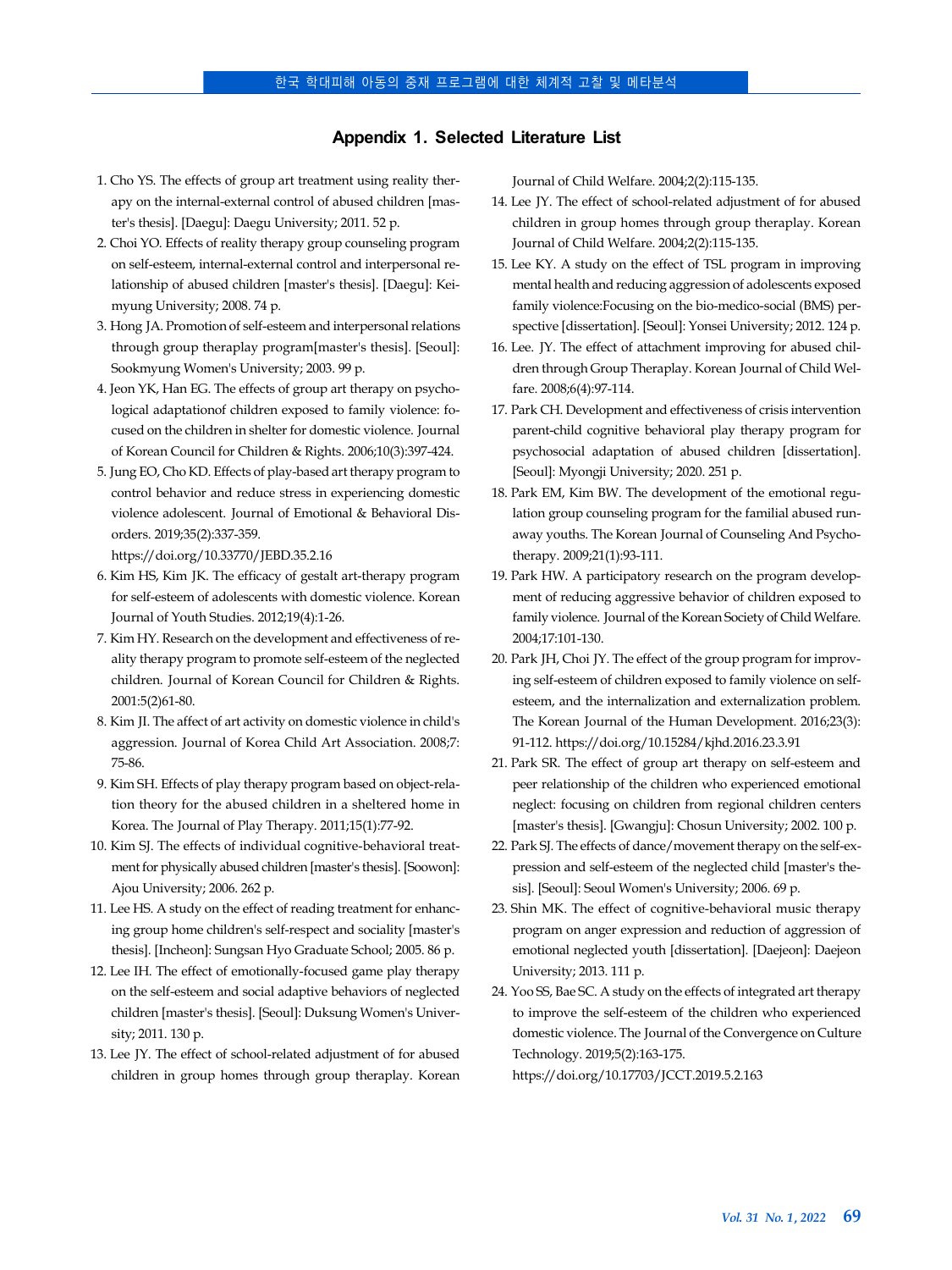## Appendix 1. Selected Literature List

1. Cho YS. The effects of group art treatment using reality therapy on the internal-external control of abused children [master's thesis]. [Daegu]: Daegu University; 2011. 52 p.
2. Choi YO. Effects of reality therapy group counseling program on self-esteem, internal-external control and interpersonal relationship of abused children [master's thesis]. [Daegu]: Keimyung University; 2008. 74 p.
3. Hong JA. Promotion of self-esteem and interpersonal relations through group theraplay program[master's thesis]. [Seoul]: Sookmyung Women's University; 2003. 99 p.
4. Jeon YK, Han EG. The effects of group art therapy on psychological adaptationof children exposed to family violence: focused on the children in shelter for domestic violence. Journal of Korean Council for Children & Rights. 2006;10(3):397-424.
5. Jung EO, Cho KD. Effects of play-based art therapy program to control behavior and reduce stress in experiencing domestic violence adolescent. Journal of Emotional & Behavioral Disorders. 2019;35(2):337-359. https://doi.org/10.33770/JEBD.35.2.16
6. Kim HS, Kim JK. The efficacy of gestalt art-therapy program for self-esteem of adolescents with domestic violence. Korean Journal of Youth Studies. 2012;19(4):1-26.
7. Kim HY. Research on the development and effectiveness of reality therapy program to promote self-esteem of the neglected children. Journal of Korean Council for Children & Rights. 2001:5(2)61-80.
8. Kim JI. The affect of art activity on domestic violence in child's aggression. Journal of Korea Child Art Association. 2008;7: 75-86.
9. Kim SH. Effects of play therapy program based on object-relation theory for the abused children in a sheltered home in Korea. The Journal of Play Therapy. 2011;15(1):77-92.
10. Kim SJ. The effects of individual cognitive-behavioral treatment for physically abused children [master's thesis]. [Soowon]: Ajou University; 2006. 262 p.
11. Lee HS. A study on the effect of reading treatment for enhancing group home children's self-respect and sociality [master's thesis]. [Incheon]: Sungsan Hyo Graduate School; 2005. 86 p.
12. Lee IH. The effect of emotionally-focused game play therapy on the self-esteem and social adaptive behaviors of neglected children [master's thesis]. [Seoul]: Duksung Women's University; 2011. 130 p.
13. Lee JY. The effect of school-related adjustment of for abused children in group homes through group theraplay. Korean Journal of Child Welfare. 2004;2(2):115-135.
14. Lee JY. The effect of school-related adjustment of for abused children in group homes through group theraplay. Korean Journal of Child Welfare. 2004;2(2):115-135.
15. Lee KY. A study on the effect of TSL program in improving mental health and reducing aggression of adolescents exposed family violence:Focusing on the bio-medico-social (BMS) perspective [dissertation]. [Seoul]: Yonsei University; 2012. 124 p.
16. Lee. JY. The effect of attachment improving for abused children through Group Theraplay. Korean Journal of Child Welfare. 2008;6(4):97-114.
17. Park CH. Development and effectiveness of crisis intervention parent-child cognitive behavioral play therapy program for psychosocial adaptation of abused children [dissertation]. [Seoul]: Myongji University; 2020. 251 p.
18. Park EM, Kim BW. The development of the emotional regulation group counseling program for the familial abused runaway youths. The Korean Journal of Counseling And Psychotherapy. 2009;21(1):93-111.
19. Park HW. A participatory research on the program development of reducing aggressive behavior of children exposed to family violence. Journal of the Korean Society of Child Welfare. 2004;17:101-130.
20. Park JH, Choi JY. The effect of the group program for improving self-esteem of children exposed to family violence on self-esteem, and the internalization and externalization problem. The Korean Journal of the Human Development. 2016;23(3): 91-112. https://doi.org/10.15284/kjhd.2016.23.3.91
21. Park SR. The effect of group art therapy on self-esteem and peer relationship of the children who experienced emotional neglect: focusing on children from regional children centers [master's thesis]. [Gwangju]: Chosun University; 2002. 100 p.
22. Park SJ. The effects of dance/movement therapy on the self-expression and self-esteem of the neglected child [master's thesis]. [Seoul]: Seoul Women's University; 2006. 69 p.
23. Shin MK. The effect of cognitive-behavioral music therapy program on anger expression and reduction of aggression of emotional neglected youth [dissertation]. [Daejeon]: Daejeon University; 2013. 111 p.
24. Yoo SS, Bae SC. A study on the effects of integrated art therapy to improve the self-esteem of the children who experienced domestic violence. The Journal of the Convergence on Culture Technology. 2019;5(2):163-175. https://doi.org/10.17703/JCCT.2019.5.2.163